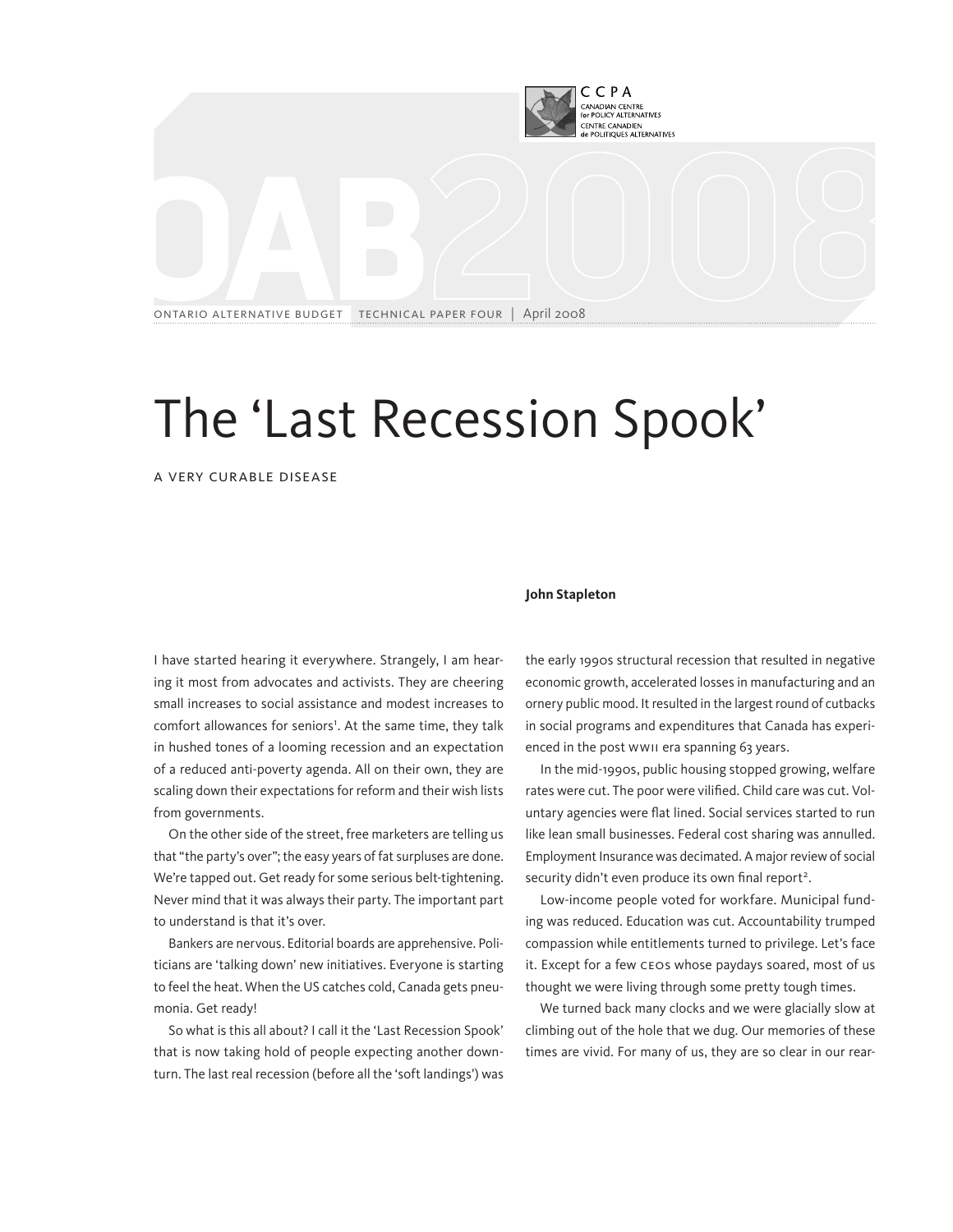CCPA
CANADIAN CENTRE for POLICY ALTERNATIVES
CENTRE CANADIEN de POLITIQUES ALTERNATIVES

OAB2008

ONTARIO ALTERNATIVE BUDGET | TECHNICAL PAPER FOUR | April 2008

# The 'Last Recession Spook'

A VERY CURABLE DISEASE

**John Stapleton**

I have started hearing it everywhere. Strangely, I am hearing it most from advocates and activists. They are cheering small increases to social assistance and modest increases to comfort allowances for seniors[1]. At the same time, they talk in hushed tones of a looming recession and an expectation of a reduced anti-poverty agenda. All on their own, they are scaling down their expectations for reform and their wish lists from governments.

On the other side of the street, free marketers are telling us that "the party's over"; the easy years of fat surpluses are done. We're tapped out. Get ready for some serious belt-tightening. Never mind that it was always their party. The important part to understand is that it's over.

Bankers are nervous. Editorial boards are apprehensive. Politicians are 'talking down' new initiatives. Everyone is starting to feel the heat. When the US catches cold, Canada gets pneumonia. Get ready!

So what is this all about? I call it the 'Last Recession Spook' that is now taking hold of people expecting another downturn. The last real recession (before all the 'soft landings') was the early 1990s structural recession that resulted in negative economic growth, accelerated losses in manufacturing and an ornery public mood. It resulted in the largest round of cutbacks in social programs and expenditures that Canada has experienced in the post WWII era spanning 63 years.

In the mid-1990s, public housing stopped growing, welfare rates were cut. The poor were vilified. Child care was cut. Voluntary agencies were flat lined. Social services started to run like lean small businesses. Federal cost sharing was annulled. Employment Insurance was decimated. A major review of social security didn't even produce its own final report[2].

Low-income people voted for workfare. Municipal funding was reduced. Education was cut. Accountability trumped compassion while entitlements turned to privilege. Let's face it. Except for a few CEOs whose paydays soared, most of us thought we were living through some pretty tough times.

We turned back many clocks and we were glacially slow at climbing out of the hole that we dug. Our memories of these times are vivid. For many of us, they are so clear in our rear-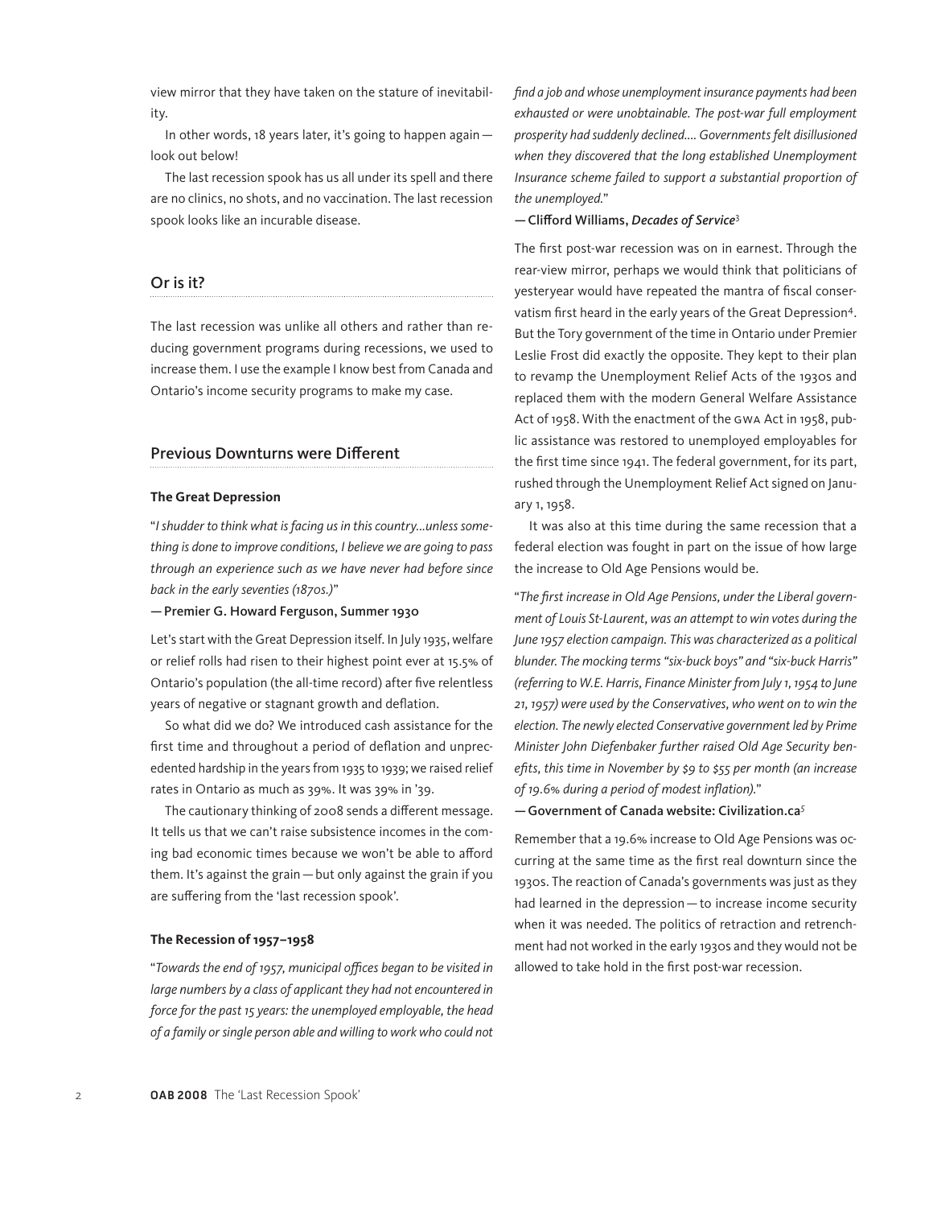view mirror that they have taken on the stature of inevitability.

In other words, 18 years later, it's going to happen again — look out below!

The last recession spook has us all under its spell and there are no clinics, no shots, and no vaccination. The last recession spook looks like an incurable disease.

## Or is it?

The last recession was unlike all others and rather than reducing government programs during recessions, we used to increase them. I use the example I know best from Canada and Ontario's income security programs to make my case.

## Previous Downturns were Different

### The Great Depression

"*I shudder to think what is facing us in this country...unless something is done to improve conditions, I believe we are going to pass through an experience such as we have never had before since back in the early seventies (1870s.)*"

— Premier G. Howard Ferguson, Summer 1930

Let's start with the Great Depression itself. In July 1935, welfare or relief rolls had risen to their highest point ever at 15.5% of Ontario's population (the all-time record) after five relentless years of negative or stagnant growth and deflation.

So what did we do? We introduced cash assistance for the first time and throughout a period of deflation and unprecedented hardship in the years from 1935 to 1939; we raised relief rates in Ontario as much as 39%. It was 39% in '39.

The cautionary thinking of 2008 sends a different message. It tells us that we can't raise subsistence incomes in the coming bad economic times because we won't be able to afford them. It's against the grain — but only against the grain if you are suffering from the 'last recession spook'.

### The Recession of 1957–1958

"*Towards the end of 1957, municipal offices began to be visited in large numbers by a class of applicant they had not encountered in force for the past 15 years: the unemployed employable, the head of a family or single person able and willing to work who could not find a job and whose unemployment insurance payments had been exhausted or were unobtainable. The post-war full employment prosperity had suddenly declined.... Governments felt disillusioned when they discovered that the long established Unemployment Insurance scheme failed to support a substantial proportion of the unemployed.*"

— Clifford Williams, ***Decades of Service***[3]

The first post-war recession was on in earnest. Through the rear-view mirror, perhaps we would think that politicians of yesteryear would have repeated the mantra of fiscal conservatism first heard in the early years of the Great Depression[4]. But the Tory government of the time in Ontario under Premier Leslie Frost did exactly the opposite. They kept to their plan to revamp the Unemployment Relief Acts of the 1930s and replaced them with the modern General Welfare Assistance Act of 1958. With the enactment of the GWA Act in 1958, public assistance was restored to unemployed employables for the first time since 1941. The federal government, for its part, rushed through the Unemployment Relief Act signed on January 1, 1958.

It was also at this time during the same recession that a federal election was fought in part on the issue of how large the increase to Old Age Pensions would be.

"*The first increase in Old Age Pensions, under the Liberal government of Louis St-Laurent, was an attempt to win votes during the June 1957 election campaign. This was characterized as a political blunder. The mocking terms "six-buck boys" and "six-buck Harris" (referring to W.E. Harris, Finance Minister from July 1, 1954 to June 21, 1957) were used by the Conservatives, who went on to win the election. The newly elected Conservative government led by Prime Minister John Diefenbaker further raised Old Age Security benefits, this time in November by $9 to $55 per month (an increase of 19.6% during a period of modest inflation).*"

— Government of Canada website: Civilization.ca[5]

Remember that a 19.6% increase to Old Age Pensions was occurring at the same time as the first real downturn since the 1930s. The reaction of Canada's governments was just as they had learned in the depression — to increase income security when it was needed. The politics of retraction and retrenchment had not worked in the early 1930s and they would not be allowed to take hold in the first post-war recession.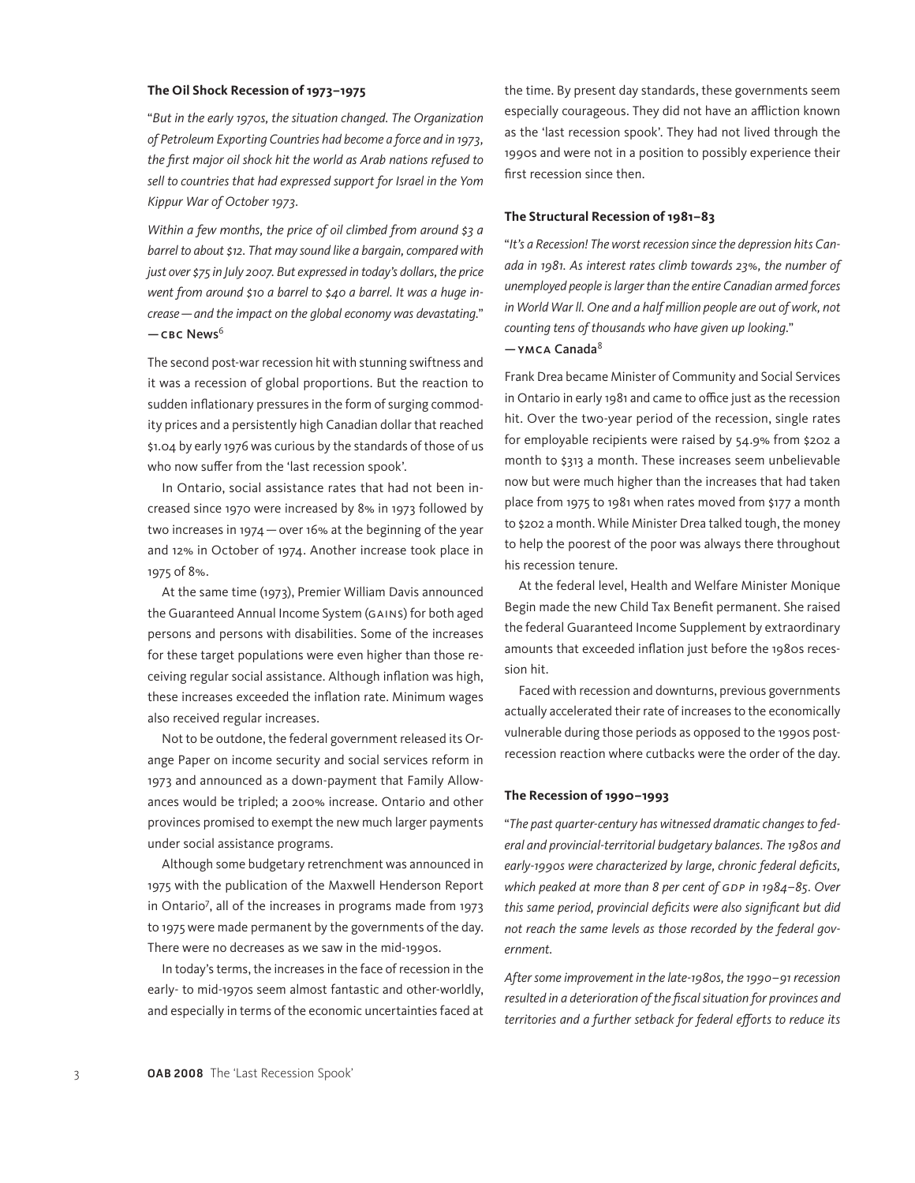### The Oil Shock Recession of 1973–1975

"*But in the early 1970s, the situation changed. The Organization of Petroleum Exporting Countries had become a force and in 1973, the first major oil shock hit the world as Arab nations refused to sell to countries that had expressed support for Israel in the Yom Kippur War of October 1973.*

*Within a few months, the price of oil climbed from around $3 a barrel to about $12. That may sound like a bargain, compared with just over $75 in July 2007. But expressed in today's dollars, the price went from around $10 a barrel to $40 a barrel. It was a huge increase — and the impact on the global economy was devastating.*"
— **CBC News**[6]

The second post-war recession hit with stunning swiftness and it was a recession of global proportions. But the reaction to sudden inflationary pressures in the form of surging commodity prices and a persistently high Canadian dollar that reached $1.04 by early 1976 was curious by the standards of those of us who now suffer from the 'last recession spook'.

In Ontario, social assistance rates that had not been increased since 1970 were increased by 8% in 1973 followed by two increases in 1974 — over 16% at the beginning of the year and 12% in October of 1974. Another increase took place in 1975 of 8%.

At the same time (1973), Premier William Davis announced the Guaranteed Annual Income System (GAINS) for both aged persons and persons with disabilities. Some of the increases for these target populations were even higher than those receiving regular social assistance. Although inflation was high, these increases exceeded the inflation rate. Minimum wages also received regular increases.

Not to be outdone, the federal government released its Orange Paper on income security and social services reform in 1973 and announced as a down-payment that Family Allowances would be tripled; a 200% increase. Ontario and other provinces promised to exempt the new much larger payments under social assistance programs.

Although some budgetary retrenchment was announced in 1975 with the publication of the Maxwell Henderson Report in Ontario[7], all of the increases in programs made from 1973 to 1975 were made permanent by the governments of the day. There were no decreases as we saw in the mid-1990s.

In today's terms, the increases in the face of recession in the early- to mid-1970s seem almost fantastic and other-worldly, and especially in terms of the economic uncertainties faced at the time. By present day standards, these governments seem especially courageous. They did not have an affliction known as the 'last recession spook'. They had not lived through the 1990s and were not in a position to possibly experience their first recession since then.

### The Structural Recession of 1981–83

"*It's a Recession! The worst recession since the depression hits Canada in 1981. As interest rates climb towards 23%, the number of unemployed people is larger than the entire Canadian armed forces in World War II. One and a half million people are out of work, not counting tens of thousands who have given up looking.*"
— **YMCA Canada**[8]

Frank Drea became Minister of Community and Social Services in Ontario in early 1981 and came to office just as the recession hit. Over the two-year period of the recession, single rates for employable recipients were raised by 54.9% from $202 a month to $313 a month. These increases seem unbelievable now but were much higher than the increases that had taken place from 1975 to 1981 when rates moved from $177 a month to $202 a month. While Minister Drea talked tough, the money to help the poorest of the poor was always there throughout his recession tenure.

At the federal level, Health and Welfare Minister Monique Begin made the new Child Tax Benefit permanent. She raised the federal Guaranteed Income Supplement by extraordinary amounts that exceeded inflation just before the 1980s recession hit.

Faced with recession and downturns, previous governments actually accelerated their rate of increases to the economically vulnerable during those periods as opposed to the 1990s post-recession reaction where cutbacks were the order of the day.

### The Recession of 1990–1993

"*The past quarter-century has witnessed dramatic changes to federal and provincial-territorial budgetary balances. The 1980s and early-1990s were characterized by large, chronic federal deficits, which peaked at more than 8 per cent of GDP in 1984–85. Over this same period, provincial deficits were also significant but did not reach the same levels as those recorded by the federal government.*

*After some improvement in the late-1980s, the 1990–91 recession resulted in a deterioration of the fiscal situation for provinces and territories and a further setback for federal efforts to reduce its*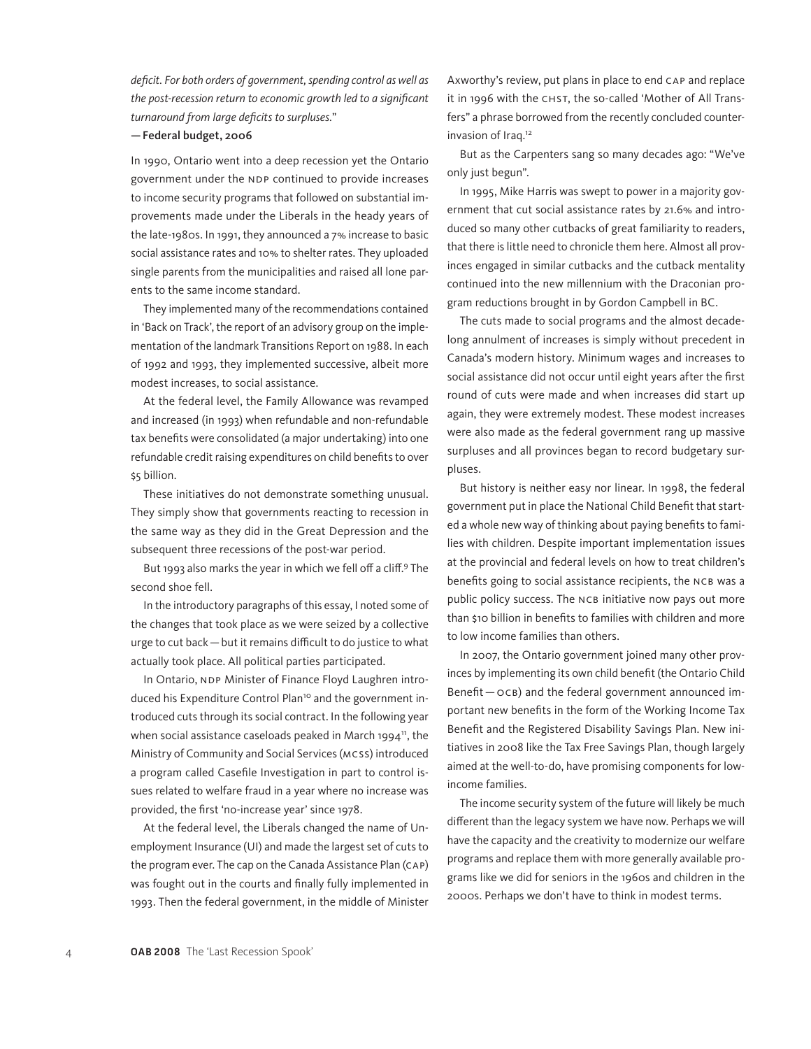*deficit. For both orders of government, spending control as well as the post-recession return to economic growth led to a significant turnaround from large deficits to surpluses.*"

— **Federal budget, 2006**

In 1990, Ontario went into a deep recession yet the Ontario government under the NDP continued to provide increases to income security programs that followed on substantial improvements made under the Liberals in the heady years of the late-1980s. In 1991, they announced a 7% increase to basic social assistance rates and 10% to shelter rates. They uploaded single parents from the municipalities and raised all lone parents to the same income standard.

They implemented many of the recommendations contained in 'Back on Track', the report of an advisory group on the implementation of the landmark Transitions Report on 1988. In each of 1992 and 1993, they implemented successive, albeit more modest increases, to social assistance.

At the federal level, the Family Allowance was revamped and increased (in 1993) when refundable and non-refundable tax benefits were consolidated (a major undertaking) into one refundable credit raising expenditures on child benefits to over $5 billion.

These initiatives do not demonstrate something unusual. They simply show that governments reacting to recession in the same way as they did in the Great Depression and the subsequent three recessions of the post-war period.

But 1993 also marks the year in which we fell off a cliff.[9] The second shoe fell.

In the introductory paragraphs of this essay, I noted some of the changes that took place as we were seized by a collective urge to cut back — but it remains difficult to do justice to what actually took place. All political parties participated.

In Ontario, NDP Minister of Finance Floyd Laughren introduced his Expenditure Control Plan[10] and the government introduced cuts through its social contract. In the following year when social assistance caseloads peaked in March 1994[11], the Ministry of Community and Social Services (MCSS) introduced a program called Casefile Investigation in part to control issues related to welfare fraud in a year where no increase was provided, the first 'no-increase year' since 1978.

At the federal level, the Liberals changed the name of Unemployment Insurance (UI) and made the largest set of cuts to the program ever. The cap on the Canada Assistance Plan (CAP) was fought out in the courts and finally fully implemented in 1993. Then the federal government, in the middle of Minister Axworthy's review, put plans in place to end CAP and replace it in 1996 with the CHST, the so-called 'Mother of All Transfers" a phrase borrowed from the recently concluded counter-invasion of Iraq.[12]

But as the Carpenters sang so many decades ago: "We've only just begun".

In 1995, Mike Harris was swept to power in a majority government that cut social assistance rates by 21.6% and introduced so many other cutbacks of great familiarity to readers, that there is little need to chronicle them here. Almost all provinces engaged in similar cutbacks and the cutback mentality continued into the new millennium with the Draconian program reductions brought in by Gordon Campbell in BC.

The cuts made to social programs and the almost decade-long annulment of increases is simply without precedent in Canada's modern history. Minimum wages and increases to social assistance did not occur until eight years after the first round of cuts were made and when increases did start up again, they were extremely modest. These modest increases were also made as the federal government rang up massive surpluses and all provinces began to record budgetary surpluses.

But history is neither easy nor linear. In 1998, the federal government put in place the National Child Benefit that started a whole new way of thinking about paying benefits to families with children. Despite important implementation issues at the provincial and federal levels on how to treat children's benefits going to social assistance recipients, the NCB was a public policy success. The NCB initiative now pays out more than $10 billion in benefits to families with children and more to low income families than others.

In 2007, the Ontario government joined many other provinces by implementing its own child benefit (the Ontario Child Benefit — OCB) and the federal government announced important new benefits in the form of the Working Income Tax Benefit and the Registered Disability Savings Plan. New initiatives in 2008 like the Tax Free Savings Plan, though largely aimed at the well-to-do, have promising components for low-income families.

The income security system of the future will likely be much different than the legacy system we have now. Perhaps we will have the capacity and the creativity to modernize our welfare programs and replace them with more generally available programs like we did for seniors in the 1960s and children in the 2000s. Perhaps we don't have to think in modest terms.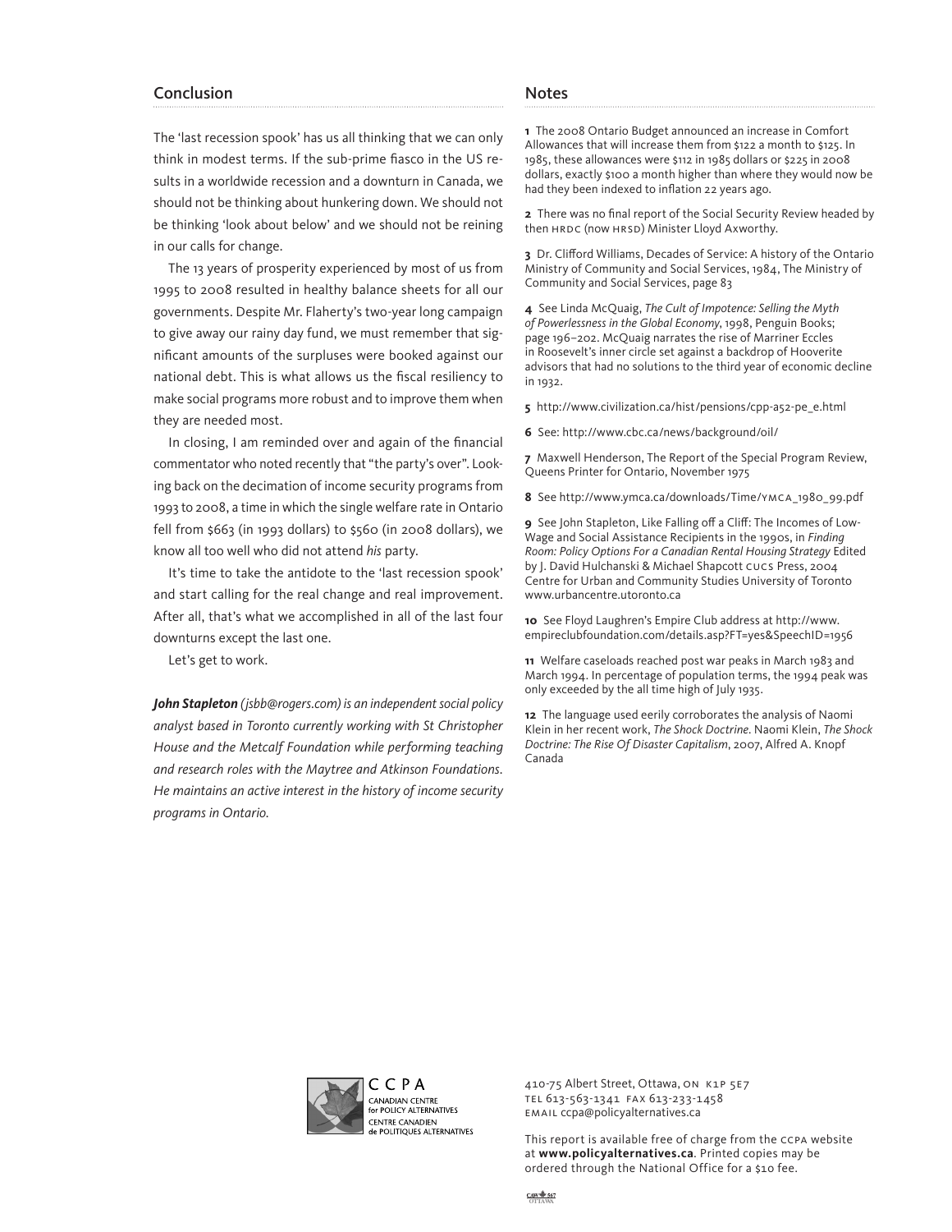## Conclusion

The 'last recession spook' has us all thinking that we can only think in modest terms. If the sub-prime fiasco in the US results in a worldwide recession and a downturn in Canada, we should not be thinking about hunkering down. We should not be thinking 'look about below' and we should not be reining in our calls for change.

The 13 years of prosperity experienced by most of us from 1995 to 2008 resulted in healthy balance sheets for all our governments. Despite Mr. Flaherty's two-year long campaign to give away our rainy day fund, we must remember that significant amounts of the surpluses were booked against our national debt. This is what allows us the fiscal resiliency to make social programs more robust and to improve them when they are needed most.

In closing, I am reminded over and again of the financial commentator who noted recently that "the party's over". Looking back on the decimation of income security programs from 1993 to 2008, a time in which the single welfare rate in Ontario fell from $663 (in 1993 dollars) to $560 (in 2008 dollars), we know all too well who did not attend *his* party.

It's time to take the antidote to the 'last recession spook' and start calling for the real change and real improvement. After all, that's what we accomplished in all of the last four downturns except the last one.

Let's get to work.

***John Stapleton** (jsbb@rogers.com) is an independent social policy analyst based in Toronto currently working with St Christopher House and the Metcalf Foundation while performing teaching and research roles with the Maytree and Atkinson Foundations. He maintains an active interest in the history of income security programs in Ontario.*

## Notes

**1** The 2008 Ontario Budget announced an increase in Comfort Allowances that will increase them from $122 a month to $125. In 1985, these allowances were $112 in 1985 dollars or $225 in 2008 dollars, exactly $100 a month higher than where they would now be had they been indexed to inflation 22 years ago.

**2** There was no final report of the Social Security Review headed by then HRDC (now HRSD) Minister Lloyd Axworthy.

**3** Dr. Clifford Williams, Decades of Service: A history of the Ontario Ministry of Community and Social Services, 1984, The Ministry of Community and Social Services, page 83

**4** See Linda McQuaig, *The Cult of Impotence: Selling the Myth of Powerlessness in the Global Economy*, 1998, Penguin Books; page 196–202. McQuaig narrates the rise of Marriner Eccles in Roosevelt's inner circle set against a backdrop of Hooverite advisors that had no solutions to the third year of economic decline in 1932.

**5** http://www.civilization.ca/hist/pensions/cpp-a52-pe_e.html

**6** See: http://www.cbc.ca/news/background/oil/

**7** Maxwell Henderson, The Report of the Special Program Review, Queens Printer for Ontario, November 1975

**8** See http://www.ymca.ca/downloads/Time/YMCA_1980_99.pdf

**9** See John Stapleton, Like Falling off a Cliff: The Incomes of Low-Wage and Social Assistance Recipients in the 1990s, in *Finding Room: Policy Options For a Canadian Rental Housing Strategy* Edited by J. David Hulchanski & Michael Shapcott CUCS Press, 2004 Centre for Urban and Community Studies University of Toronto www.urbancentre.utoronto.ca

**10** See Floyd Laughren's Empire Club address at http://www.empireclubfoundation.com/details.asp?FT=yes&SpeechID=1956

**11** Welfare caseloads reached post war peaks in March 1983 and March 1994. In percentage of population terms, the 1994 peak was only exceeded by the all time high of July 1935.

**12** The language used eerily corroborates the analysis of Naomi Klein in her recent work, *The Shock Doctrine*. Naomi Klein, *The Shock Doctrine: The Rise Of Disaster Capitalism*, 2007, Alfred A. Knopf Canada

CCPA
CANADIAN CENTRE for POLICY ALTERNATIVES
CENTRE CANADIEN de POLITIQUES ALTERNATIVES

410-75 Albert Street, Ottawa, ON K1P 5E7
TEL 613-563-1341 FAX 613-233-1458
EMAIL ccpa@policyalternatives.ca

This report is available free of charge from the CCPA website at **www.policyalternatives.ca**. Printed copies may be ordered through the National Office for a $10 fee.